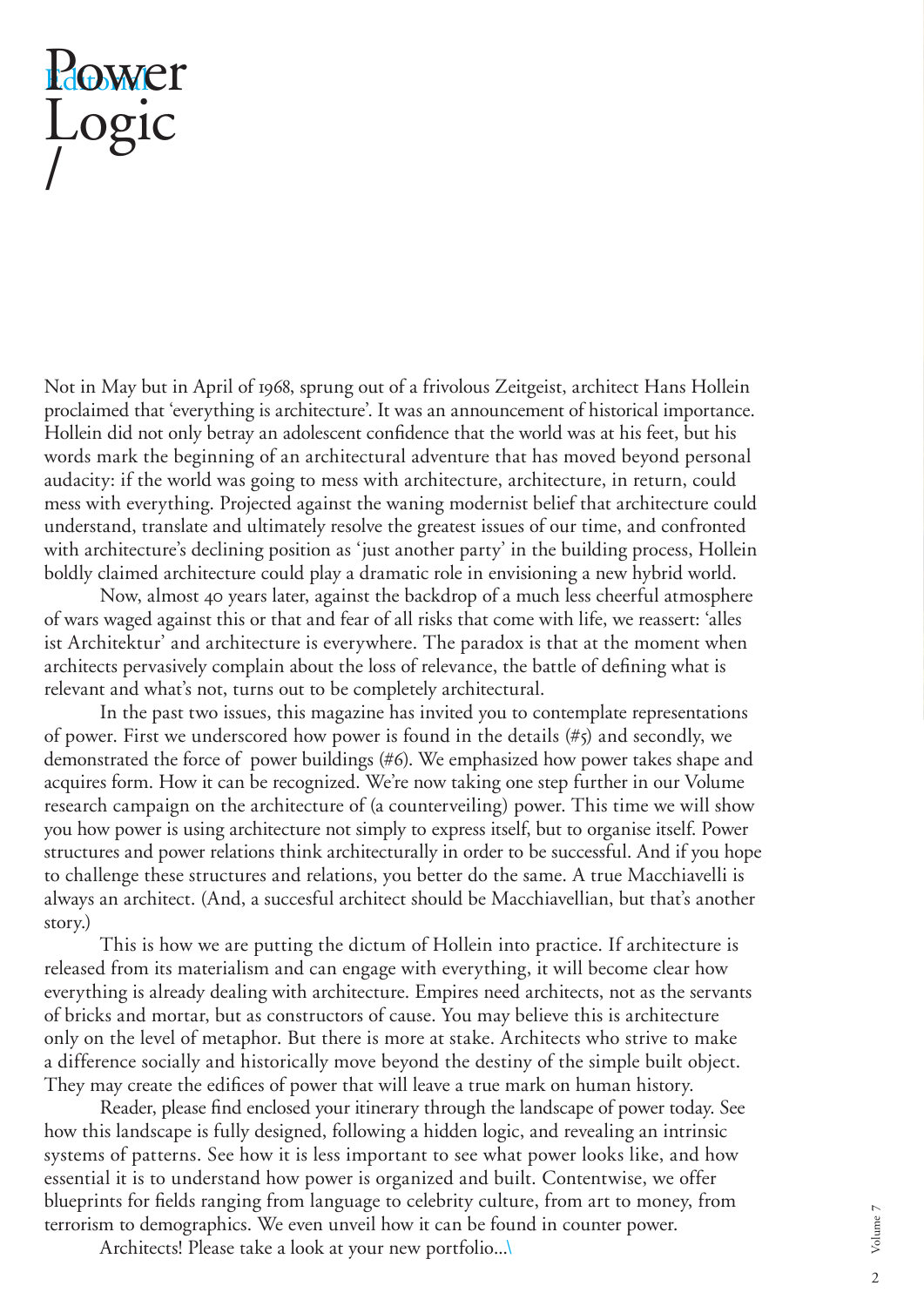# Power Logic /

Editorial

Not in May but in April of 1968, sprung out of a frivolous Zeitgeist, architect Hans Hollein proclaimed that 'everything is architecture'. It was an announcement of historical importance. Hollein did not only betray an adolescent confidence that the world was at his feet, but his words mark the beginning of an architectural adventure that has moved beyond personal audacity: if the world was going to mess with architecture, architecture, in return, could mess with everything. Projected against the waning modernist belief that architecture could understand, translate and ultimately resolve the greatest issues of our time, and confronted with architecture's declining position as 'just another party' in the building process, Hollein boldly claimed architecture could play a dramatic role in envisioning a new hybrid world.

Now, almost 40 years later, against the backdrop of a much less cheerful atmosphere of wars waged against this or that and fear of all risks that come with life, we reassert: 'alles ist Architektur' and architecture is everywhere. The paradox is that at the moment when architects pervasively complain about the loss of relevance, the battle of defining what is relevant and what's not, turns out to be completely architectural.

In the past two issues, this magazine has invited you to contemplate representations of power. First we underscored how power is found in the details (#5) and secondly, we demonstrated the force of power buildings (#6). We emphasized how power takes shape and acquires form. How it can be recognized. We're now taking one step further in our Volume research campaign on the architecture of (a counterveiling) power. This time we will show you how power is using architecture not simply to express itself, but to organise itself. Power structures and power relations think architecturally in order to be successful. And if you hope to challenge these structures and relations, you better do the same. A true Macchiavelli is always an architect. (And, a succesful architect should be Macchiavellian, but that's another story.)

This is how we are putting the dictum of Hollein into practice. If architecture is released from its materialism and can engage with everything, it will become clear how everything is already dealing with architecture. Empires need architects, not as the servants of bricks and mortar, but as constructors of cause. You may believe this is architecture only on the level of metaphor. But there is more at stake. Architects who strive to make a difference socially and historically move beyond the destiny of the simple built object. They may create the edifices of power that will leave a true mark on human history.

Reader, please find enclosed your itinerary through the landscape of power today. See how this landscape is fully designed, following a hidden logic, and revealing an intrinsic systems of patterns. See how it is less important to see what power looks like, and how essential it is to understand how power is organized and built. Contentwise, we offer blueprints for fields ranging from language to celebrity culture, from art to money, from terrorism to demographics. We even unveil how it can be found in counter power.

Architects! Please take a look at your new portfolio...\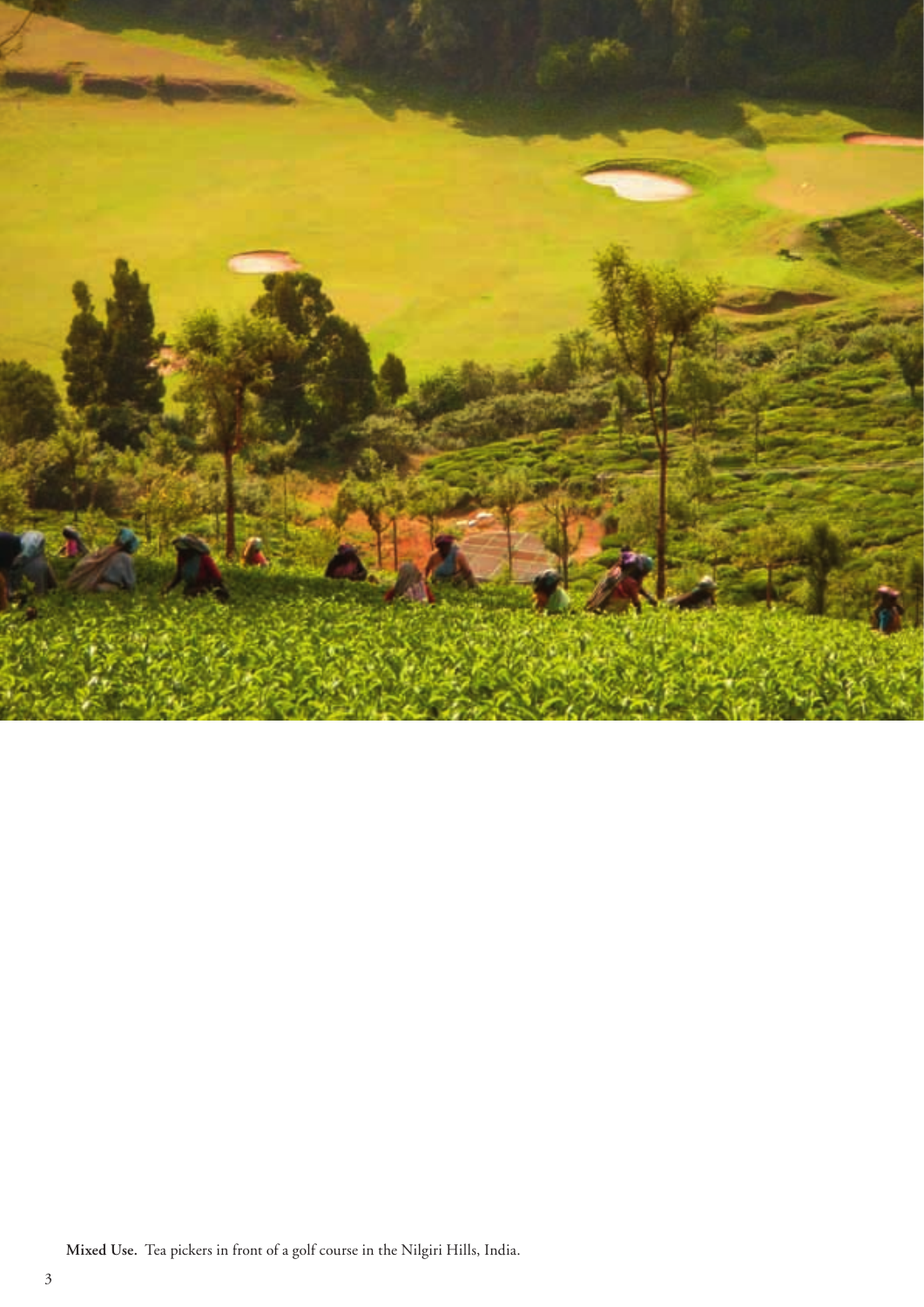**Mixed Use.** Tea pickers in front of a golf course in the Nilgiri Hills, India.